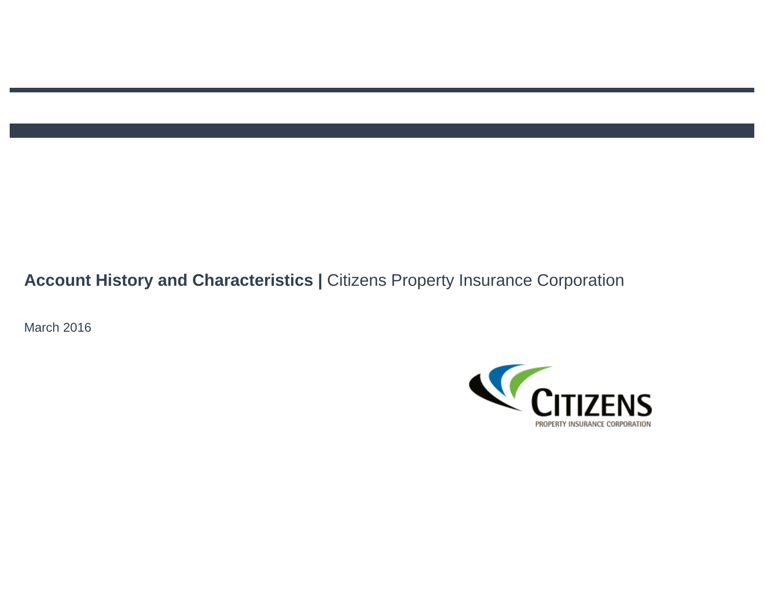# **Account History and Characteristics |** Citizens Property Insurance Corporation

March 2016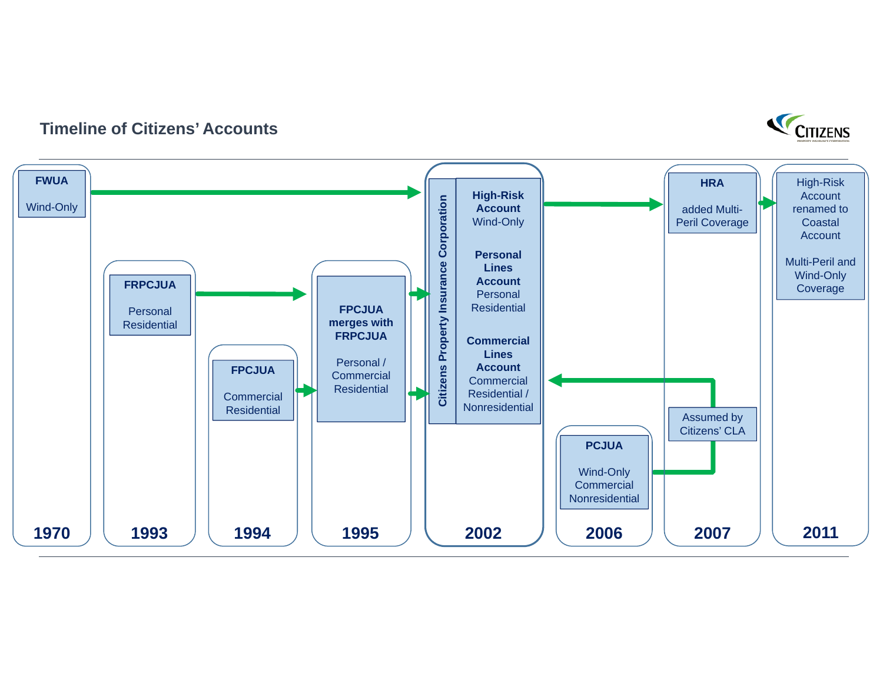## Timeline of Citizens' Accounts

**FWUA**

Wind-Only

1970

**FRPCJUA**

Personal Residential

1993

**FPCJUA**

Commercial Residential

1994

**FPCJUA merges with FRPCJUA**

Personal / Commercial Residential

1995

**Citizens Property Insurance Corporation**

**High-Risk Account**
Wind-Only

**Personal Lines Account**
Personal Residential

**Commercial Lines Account**
Commercial Residential / Nonresidential

2002

**PCJUA**

Wind-Only Commercial Nonresidential

2006

**HRA**

added Multi-Peril Coverage

Assumed by Citizens' CLA

2007

High-Risk Account renamed to Coastal Account

Multi-Peril and Wind-Only Coverage

2011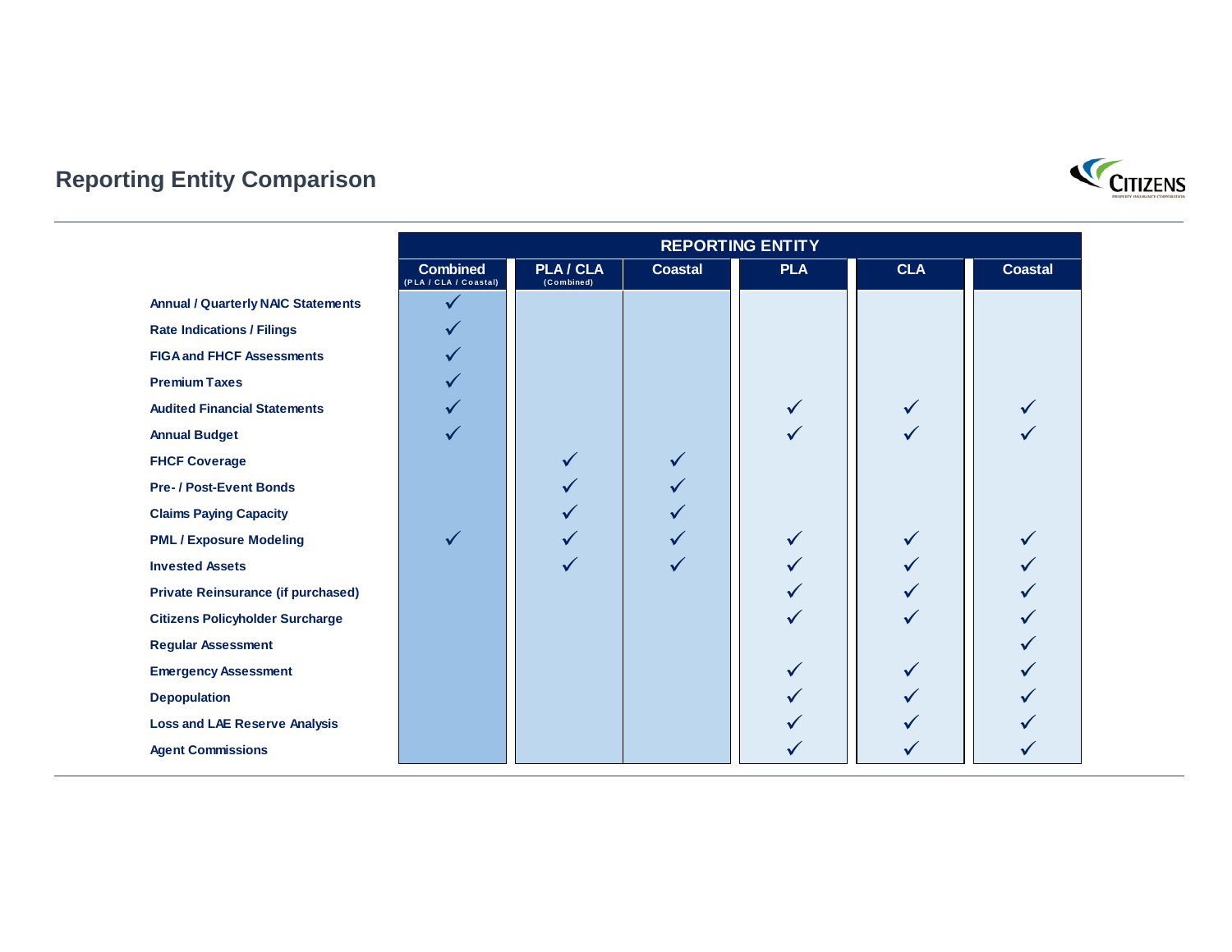## Reporting Entity Comparison

| | REPORTING ENTITY | | | | | |
|---|---|---|---|---|---|---|
| | Combined (PLA / CLA / Coastal) | PLA / CLA (Combined) | Coastal | PLA | CLA | Coastal |
| Annual / Quarterly NAIC Statements | ✓ | | | | | |
| Rate Indications / Filings | ✓ | | | | | |
| FIGA and FHCF Assessments | ✓ | | | | | |
| Premium Taxes | ✓ | | | | | |
| Audited Financial Statements | ✓ | | | ✓ | ✓ | ✓ |
| Annual Budget | ✓ | | | ✓ | ✓ | ✓ |
| FHCF Coverage | | ✓ | ✓ | | | |
| Pre- / Post-Event Bonds | | ✓ | ✓ | | | |
| Claims Paying Capacity | | ✓ | ✓ | | | |
| PML / Exposure Modeling | ✓ | ✓ | ✓ | ✓ | ✓ | ✓ |
| Invested Assets | | ✓ | ✓ | ✓ | ✓ | ✓ |
| Private Reinsurance (if purchased) | | | | ✓ | ✓ | ✓ |
| Citizens Policyholder Surcharge | | | | ✓ | ✓ | ✓ |
| Regular Assessment | | | | | | ✓ |
| Emergency Assessment | | | | ✓ | ✓ | ✓ |
| Depopulation | | | | ✓ | ✓ | ✓ |
| Loss and LAE Reserve Analysis | | | | ✓ | ✓ | ✓ |
| Agent Commissions | | | | ✓ | ✓ | ✓ |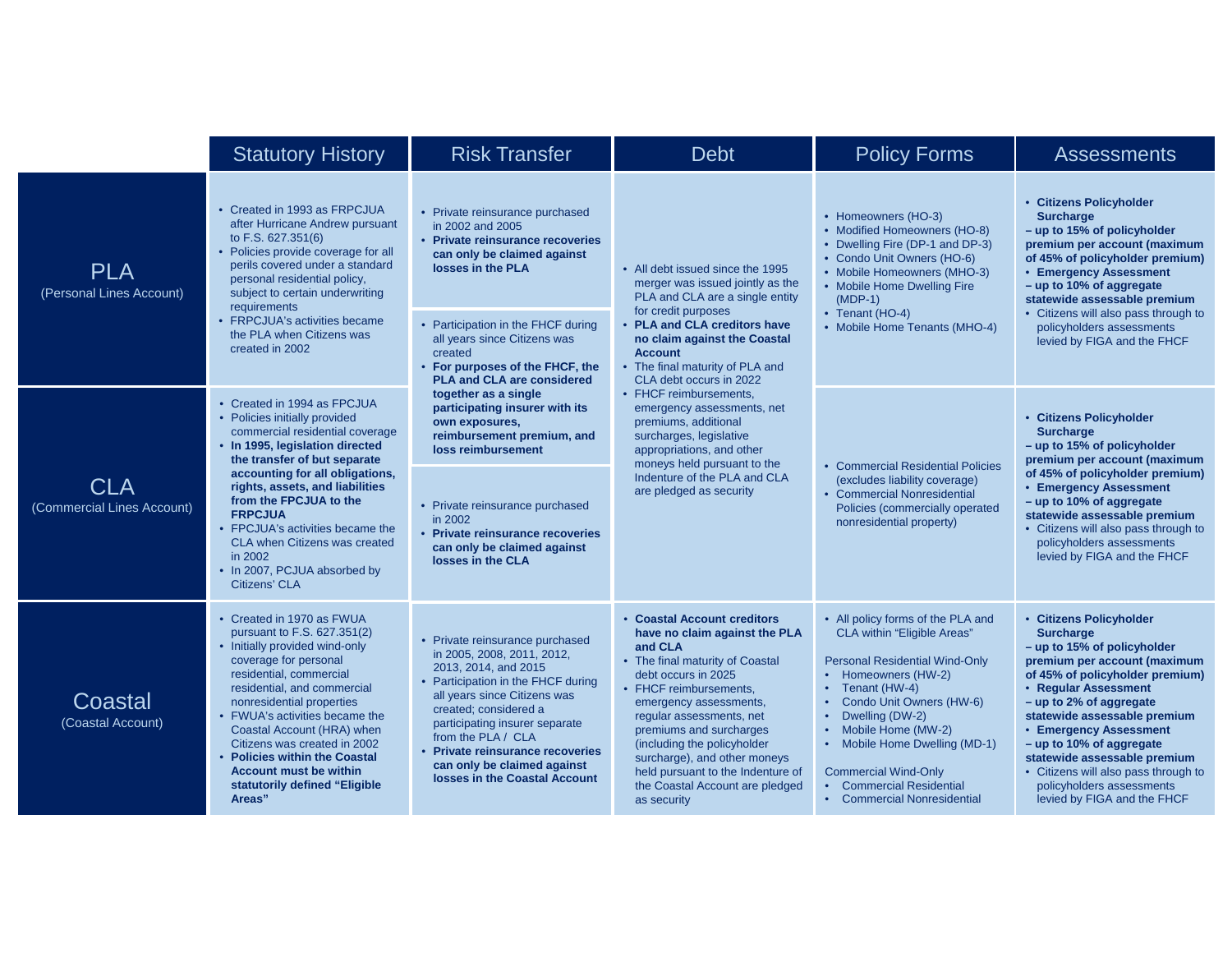| | Statutory History | Risk Transfer | Debt | Policy Forms | Assessments |
|---|---|---|---|---|---|
| **PLA** (Personal Lines Account) | • Created in 1993 as FRPCJUA after Hurricane Andrew pursuant to F.S. 627.351(6)<br>• Policies provide coverage for all perils covered under a standard personal residential policy, subject to certain underwriting requirements<br>• FRPCJUA's activities became the PLA when Citizens was created in 2002 | • Private reinsurance purchased in 2002 and 2005<br>• **Private reinsurance recoveries can only be claimed against losses in the PLA**<br><br>• Participation in the FHCF during all years since Citizens was created<br>• **For purposes of the FHCF, the PLA and CLA are considered together as a single participating insurer with its own exposures, reimbursement premium, and loss reimbursement** | • All debt issued since the 1995 merger was issued jointly as the PLA and CLA are a single entity for credit purposes<br>• **PLA and CLA creditors have no claim against the Coastal Account**<br>• The final maturity of PLA and CLA debt occurs in 2022<br>• FHCF reimbursements, emergency assessments, net premiums, additional surcharges, legislative appropriations, and other moneys held pursuant to the Indenture of the PLA and CLA are pledged as security | • Homeowners (HO-3)<br>• Modified Homeowners (HO-8)<br>• Dwelling Fire (DP-1 and DP-3)<br>• Condo Unit Owners (HO-6)<br>• Mobile Homeowners (MHO-3)<br>• Mobile Home Dwelling Fire (MDP-1)<br>• Tenant (HO-4)<br>• Mobile Home Tenants (MHO-4) | • **Citizens Policyholder Surcharge – up to 15% of policyholder premium per account (maximum of 45% of policyholder premium)**<br>• **Emergency Assessment – up to 10% of aggregate statewide assessable premium**<br>• Citizens will also pass through to policyholders assessments levied by FIGA and the FHCF |
| **CLA** (Commercial Lines Account) | • Created in 1994 as FPCJUA<br>• Policies initially provided commercial residential coverage<br>• **In 1995, legislation directed the transfer of but separate accounting for all obligations, rights, assets, and liabilities from the FPCJUA to the FRPCJUA**<br>• FPCJUA's activities became the CLA when Citizens was created in 2002<br>• In 2007, PCJUA absorbed by Citizens' CLA | • Private reinsurance purchased in 2002<br>• **Private reinsurance recoveries can only be claimed against losses in the CLA** | | • Commercial Residential Policies (excludes liability coverage)<br>• Commercial Nonresidential Policies (commercially operated nonresidential property) | • **Citizens Policyholder Surcharge – up to 15% of policyholder premium per account (maximum of 45% of policyholder premium)**<br>• **Emergency Assessment – up to 10% of aggregate statewide assessable premium**<br>• Citizens will also pass through to policyholders assessments levied by FIGA and the FHCF |
| **Coastal** (Coastal Account) | • Created in 1970 as FWUA pursuant to F.S. 627.351(2)<br>• Initially provided wind-only coverage for personal residential, commercial residential, and commercial nonresidential properties<br>• FWUA's activities became the Coastal Account (HRA) when Citizens was created in 2002<br>• **Policies within the Coastal Account must be within statutorily defined "Eligible Areas"** | • Private reinsurance purchased in 2005, 2008, 2011, 2012, 2013, 2014, and 2015<br>• Participation in the FHCF during all years since Citizens was created; considered a participating insurer separate from the PLA / CLA<br>• **Private reinsurance recoveries can only be claimed against losses in the Coastal Account** | • **Coastal Account creditors have no claim against the PLA and CLA**<br>• The final maturity of Coastal debt occurs in 2025<br>• FHCF reimbursements, emergency assessments, regular assessments, net premiums and surcharges (including the policyholder surcharge), and other moneys held pursuant to the Indenture of the Coastal Account are pledged as security | • All policy forms of the PLA and CLA within "Eligible Areas"<br><br>Personal Residential Wind-Only<br>• Homeowners (HW-2)<br>• Tenant (HW-4)<br>• Condo Unit Owners (HW-6)<br>• Dwelling (DW-2)<br>• Mobile Home (MW-2)<br>• Mobile Home Dwelling (MD-1)<br><br>Commercial Wind-Only<br>• Commercial Residential<br>• Commercial Nonresidential | • **Citizens Policyholder Surcharge – up to 15% of policyholder premium per account (maximum of 45% of policyholder premium)**<br>• **Regular Assessment – up to 2% of aggregate statewide assessable premium**<br>• **Emergency Assessment – up to 10% of aggregate statewide assessable premium**<br>• Citizens will also pass through to policyholders assessments levied by FIGA and the FHCF |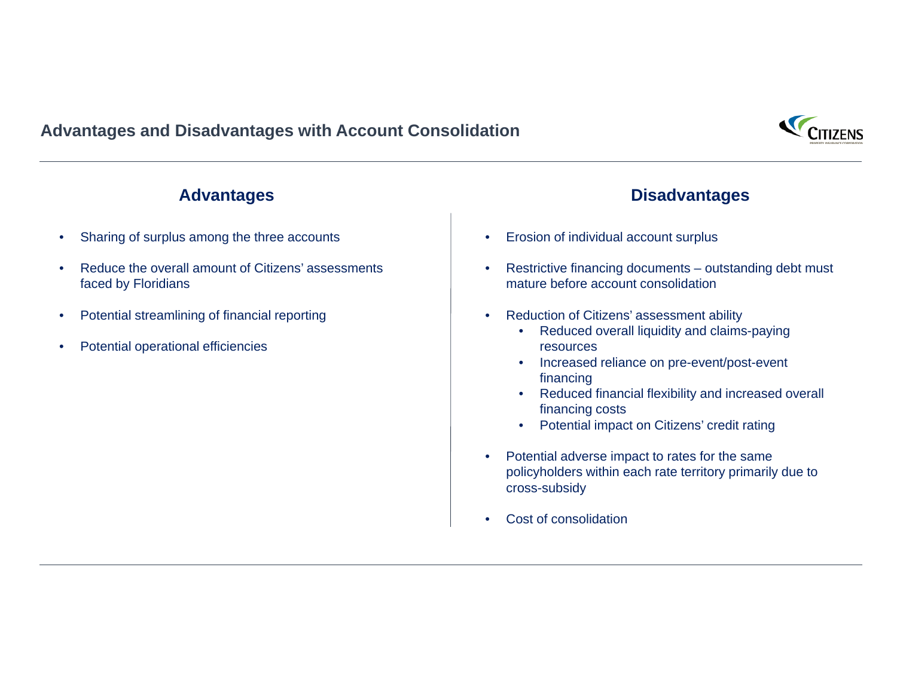## Advantages and Disadvantages with Account Consolidation

### Advantages

- Sharing of surplus among the three accounts
- Reduce the overall amount of Citizens' assessments faced by Floridians
- Potential streamlining of financial reporting
- Potential operational efficiencies

### Disadvantages

- Erosion of individual account surplus
- Restrictive financing documents – outstanding debt must mature before account consolidation
- Reduction of Citizens' assessment ability
  - Reduced overall liquidity and claims-paying resources
  - Increased reliance on pre-event/post-event financing
  - Reduced financial flexibility and increased overall financing costs
  - Potential impact on Citizens' credit rating
- Potential adverse impact to rates for the same policyholders within each rate territory primarily due to cross-subsidy
- Cost of consolidation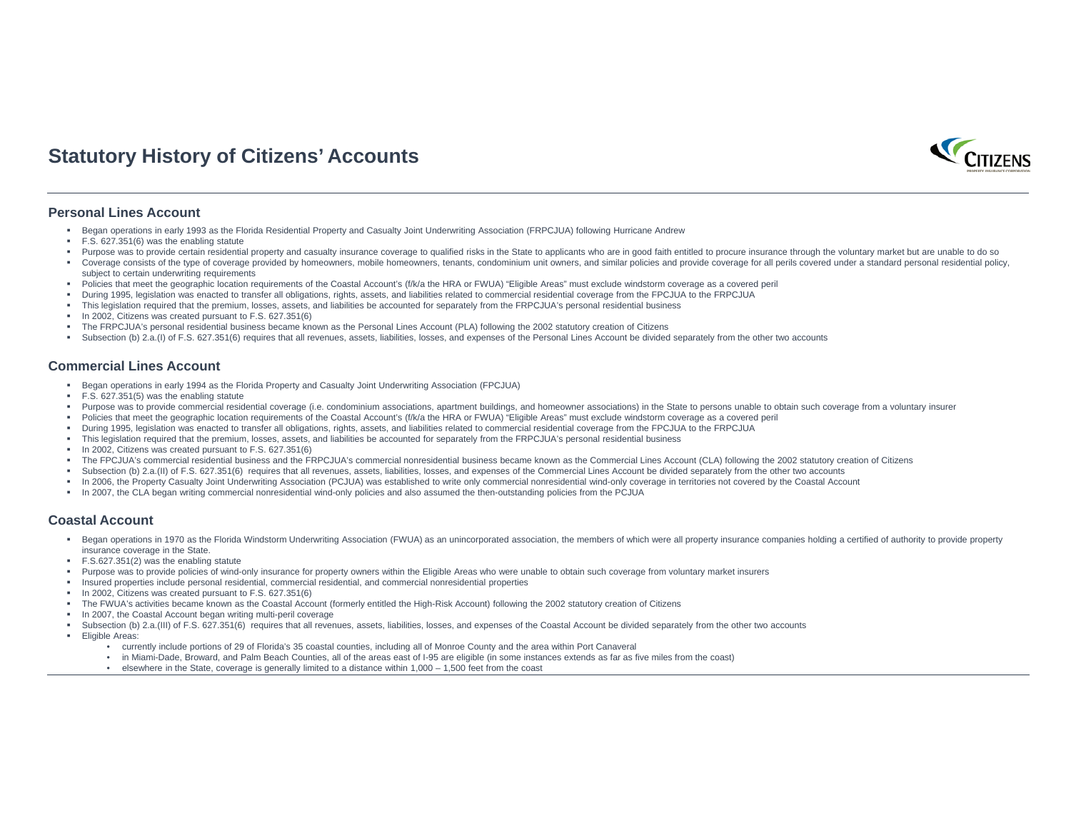# Statistical History of Citizens' Accounts

## Personal Lines Account

- Began operations in early 1993 as the Florida Residential Property and Casualty Joint Underwriting Association (FRPCJUA) following Hurricane Andrew
- F.S. 627.351(6) was the enabling statute
- Purpose was to provide certain residential property and casualty insurance coverage to qualified risks in the State to applicants who are in good faith entitled to procure insurance through the voluntary market but are unable to do so
- Coverage consists of the type of coverage provided by homeowners, mobile homeowners, tenants, condominium unit owners, and similar policies and provide coverage for all perils covered under a standard personal residential policy, subject to certain underwriting requirements
- Policies that meet the geographic location requirements of the Coastal Account's (f/k/a the HRA or FWUA) "Eligible Areas" must exclude windstorm coverage as a covered peril
- During 1995, legislation was enacted to transfer all obligations, rights, assets, and liabilities related to commercial residential coverage from the FPCJUA to the FRPCJUA
- This legislation required that the premium, losses, assets, and liabilities be accounted for separately from the FRPCJUA's personal residential business
- In 2002, Citizens was created pursuant to F.S. 627.351(6)
- The FRPCJUA's personal residential business became known as the Personal Lines Account (PLA) following the 2002 statutory creation of Citizens
- Subsection (b) 2.a.(I) of F.S. 627.351(6) requires that all revenues, assets, liabilities, losses, and expenses of the Personal Lines Account be divided separately from the other two accounts

## Commercial Lines Account

- Began operations in early 1994 as the Florida Property and Casualty Joint Underwriting Association (FPCJUA)
- F.S. 627.351(5) was the enabling statute
- Purpose was to provide commercial residential coverage (i.e. condominium associations, apartment buildings, and homeowner associations) in the State to persons unable to obtain such coverage from a voluntary insurer
- Policies that meet the geographic location requirements of the Coastal Account's (f/k/a the HRA or FWUA) "Eligible Areas" must exclude windstorm coverage as a covered peril
- During 1995, legislation was enacted to transfer all obligations, rights, assets, and liabilities related to commercial residential coverage from the FPCJUA to the FRPCJUA
- This legislation required that the premium, losses, assets, and liabilities be accounted for separately from the FRPCJUA's personal residential business
- In 2002, Citizens was created pursuant to F.S. 627.351(6)
- The FPCJUA's commercial residential business and the FRPCJUA's commercial nonresidential business became known as the Commercial Lines Account (CLA) following the 2002 statutory creation of Citizens
- Subsection (b) 2.a.(II) of F.S. 627.351(6) requires that all revenues, assets, liabilities, losses, and expenses of the Commercial Lines Account be divided separately from the other two accounts
- In 2006, the Property Casualty Joint Underwriting Association (PCJUA) was established to write only commercial nonresidential wind-only coverage in territories not covered by the Coastal Account
- In 2007, the CLA began writing commercial nonresidential wind-only policies and also assumed the then-outstanding policies from the PCJUA

## Coastal Account

- Began operations in 1970 as the Florida Windstorm Underwriting Association (FWUA) as an unincorporated association, the members of which were all property insurance companies holding a certified of authority to provide property insurance coverage in the State.
- F.S.627.351(2) was the enabling statute
- Purpose was to provide policies of wind-only insurance for property owners within the Eligible Areas who were unable to obtain such coverage from voluntary market insurers
- Insured properties include personal residential, commercial residential, and commercial nonresidential properties
- In 2002, Citizens was created pursuant to F.S. 627.351(6)
- The FWUA's activities became known as the Coastal Account (formerly entitled the High-Risk Account) following the 2002 statutory creation of Citizens
- In 2007, the Coastal Account began writing multi-peril coverage
- Subsection (b) 2.a.(III) of F.S. 627.351(6) requires that all revenues, assets, liabilities, losses, and expenses of the Coastal Account be divided separately from the other two accounts
- Eligible Areas:
  - currently include portions of 29 of Florida's 35 coastal counties, including all of Monroe County and the area within Port Canaveral
  - in Miami-Dade, Broward, and Palm Beach Counties, all of the areas east of I-95 are eligible (in some instances extends as far as five miles from the coast)
  - elsewhere in the State, coverage is generally limited to a distance within 1,000 – 1,500 feet from the coast